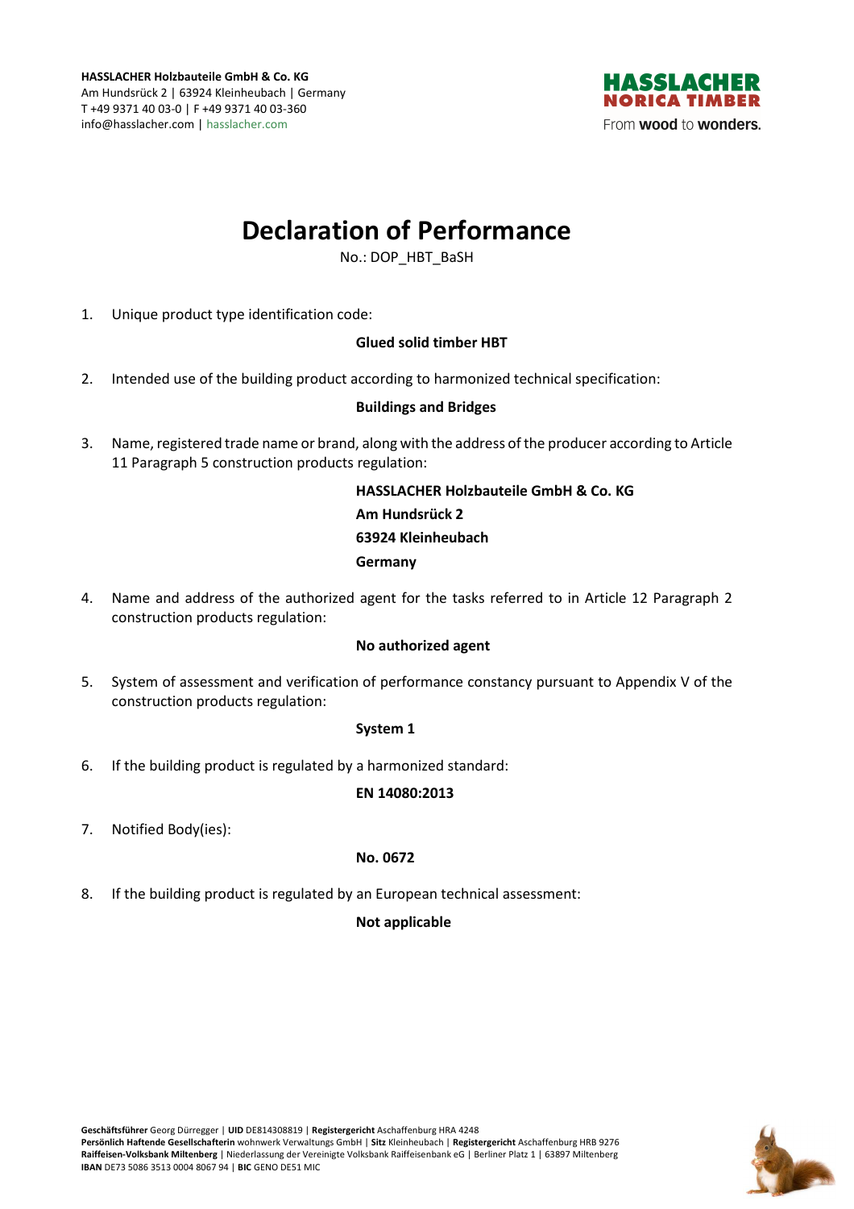**HASSLACHER Holzbauteile GmbH & Co. KG**
Am Hundsrück 2 | 63924 Kleinheubach | Germany
T +49 9371 40 03-0 | F +49 9371 40 03-360
info@hasslacher.com | hasslacher.com

HASSLACHER NORICA TIMBER
From **wood** to **wonders.**

# Declaration of Performance

No.: DOP_HBT_BaSH

1. Unique product type identification code:

   **Glued solid timber HBT**

2. Intended use of the building product according to harmonized technical specification:

   **Buildings and Bridges**

3. Name, registered trade name or brand, along with the address of the producer according to Article 11 Paragraph 5 construction products regulation:

   **HASSLACHER Holzbauteile GmbH & Co. KG**
   **Am Hundsrück 2**
   **63924 Kleinheubach**
   **Germany**

4. Name and address of the authorized agent for the tasks referred to in Article 12 Paragraph 2 construction products regulation:

   **No authorized agent**

5. System of assessment and verification of performance constancy pursuant to Appendix V of the construction products regulation:

   **System 1**

6. If the building product is regulated by a harmonized standard:

   **EN 14080:2013**

7. Notified Body(ies):

   **No. 0672**

8. If the building product is regulated by an European technical assessment:

   **Not applicable**

**Geschäftsführer** Georg Dürregger | **UID** DE814308819 | **Registergericht** Aschaffenburg HRA 4248
**Persönlich Haftende Gesellschafterin** wohnwerk Verwaltungs GmbH | **Sitz** Kleinheubach | **Registergericht** Aschaffenburg HRB 9276
**Raiffeisen-Volksbank Miltenberg** | Niederlassung der Vereinigte Volksbank Raiffeisenbank eG | Berliner Platz 1 | 63897 Miltenberg
**IBAN** DE73 5086 3513 0004 8067 94 | **BIC** GENO DE51 MIC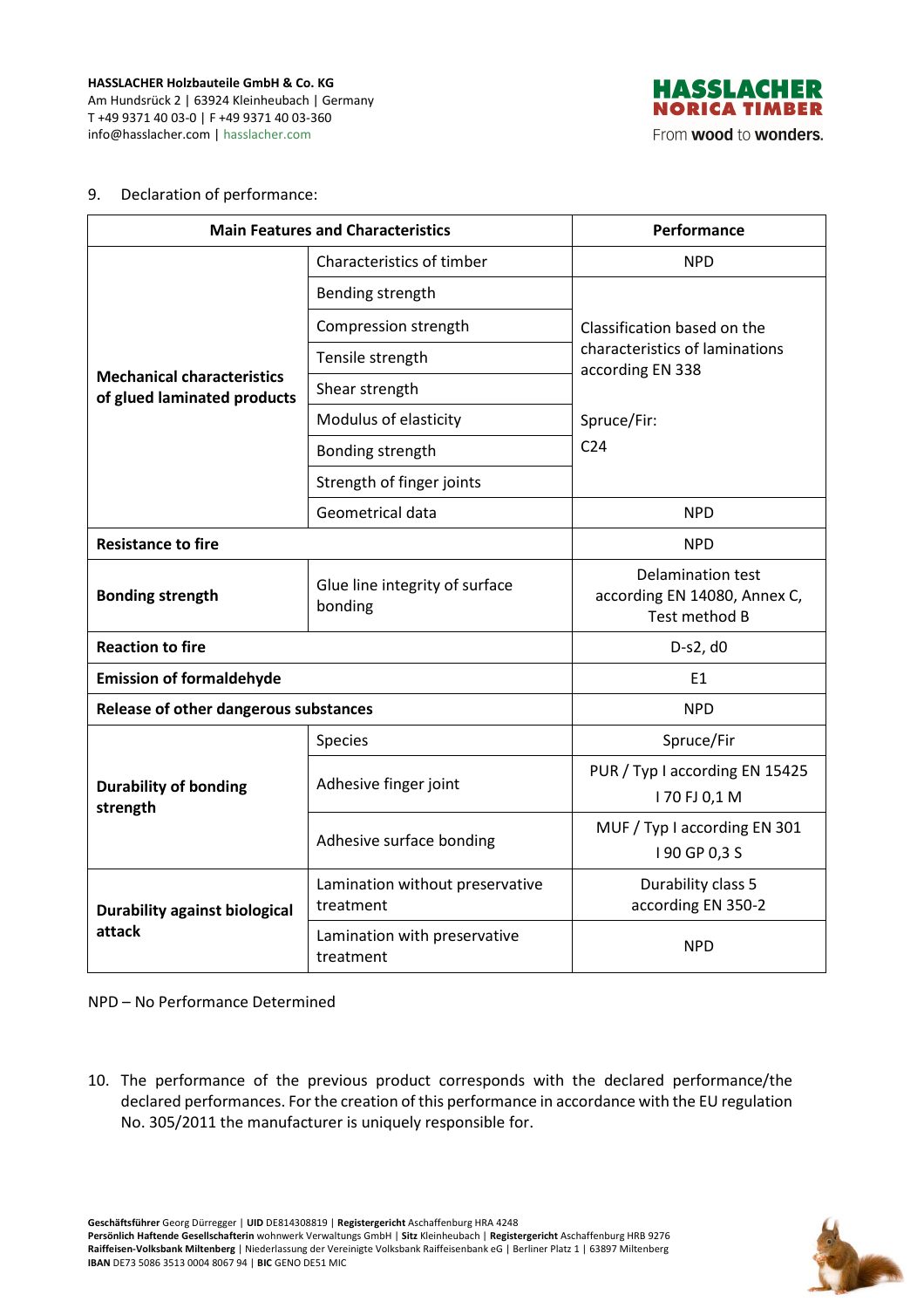9. Declaration of performance:

| Main Features and Characteristics | | Performance |
|---|---|---|
| **Mechanical characteristics of glued laminated products** | Characteristics of timber | NPD |
| | Bending strength | Classification based on the characteristics of laminations according EN 338<br><br>Spruce/Fir:<br>C24 |
| | Compression strength | |
| | Tensile strength | |
| | Shear strength | |
| | Modulus of elasticity | |
| | Bonding strength | |
| | Strength of finger joints | |
| | Geometrical data | NPD |
| **Resistance to fire** | | NPD |
| **Bonding strength** | Glue line integrity of surface bonding | Delamination test according EN 14080, Annex C, Test method B |
| **Reaction to fire** | | D-s2, d0 |
| **Emission of formaldehyde** | | E1 |
| **Release of other dangerous substances** | | NPD |
| **Durability of bonding strength** | Species | Spruce/Fir |
| | Adhesive finger joint | PUR / Typ I according EN 15425<br>I 70 FJ 0,1 M |
| | Adhesive surface bonding | MUF / Typ I according EN 301<br>I 90 GP 0,3 S |
| **Durability against biological attack** | Lamination without preservative treatment | Durability class 5 according EN 350-2 |
| | Lamination with preservative treatment | NPD |

NPD – No Performance Determined

10. The performance of the previous product corresponds with the declared performance/the declared performances. For the creation of this performance in accordance with the EU regulation No. 305/2011 the manufacturer is uniquely responsible for.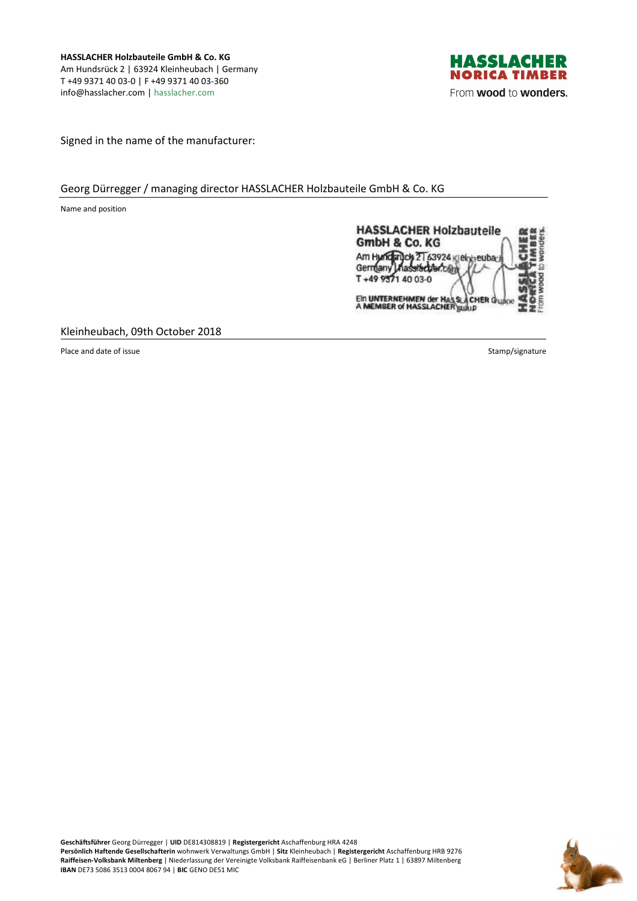**HASSLACHER Holzbauteile GmbH & Co. KG**
Am Hundsrück 2 | 63924 Kleinheubach | Germany
T +49 9371 40 03-0 | F +49 9371 40 03-360
info@hasslacher.com | hasslacher.com

HASSLACHER NORICA TIMBER
From wood to wonders.

Signed in the name of the manufacturer:

Georg Dürregger / managing director HASSLACHER Holzbauteile GmbH & Co. KG

Name and position

HASSLACHER Holzbauteile GmbH & Co. KG
Am Hundsrück 2 | 63924 Kleinheubach
Germany | hasslacher.com
T +49 9371 40 03-0
Ein UNTERNEHMEN der HASSLACHER Gruppe
A MEMBER of HASSLACHER group

Kleinheubach, 09th October 2018

Place and date of issue

Stamp/signature

**Geschäftsführer** Georg Dürregger | **UID** DE814308819 | **Registergericht** Aschaffenburg HRA 4248
**Persönlich Haftende Gesellschafterin** wohnwerk Verwaltungs GmbH | **Sitz** Kleinheubach | **Registergericht** Aschaffenburg HRB 9276
**Raiffeisen-Volksbank Miltenberg** | Niederlassung der Vereinigte Volksbank Raiffeisenbank eG | Berliner Platz 1 | 63897 Miltenberg
**IBAN** DE73 5086 3513 0004 8067 94 | **BIC** GENO DE51 MIC